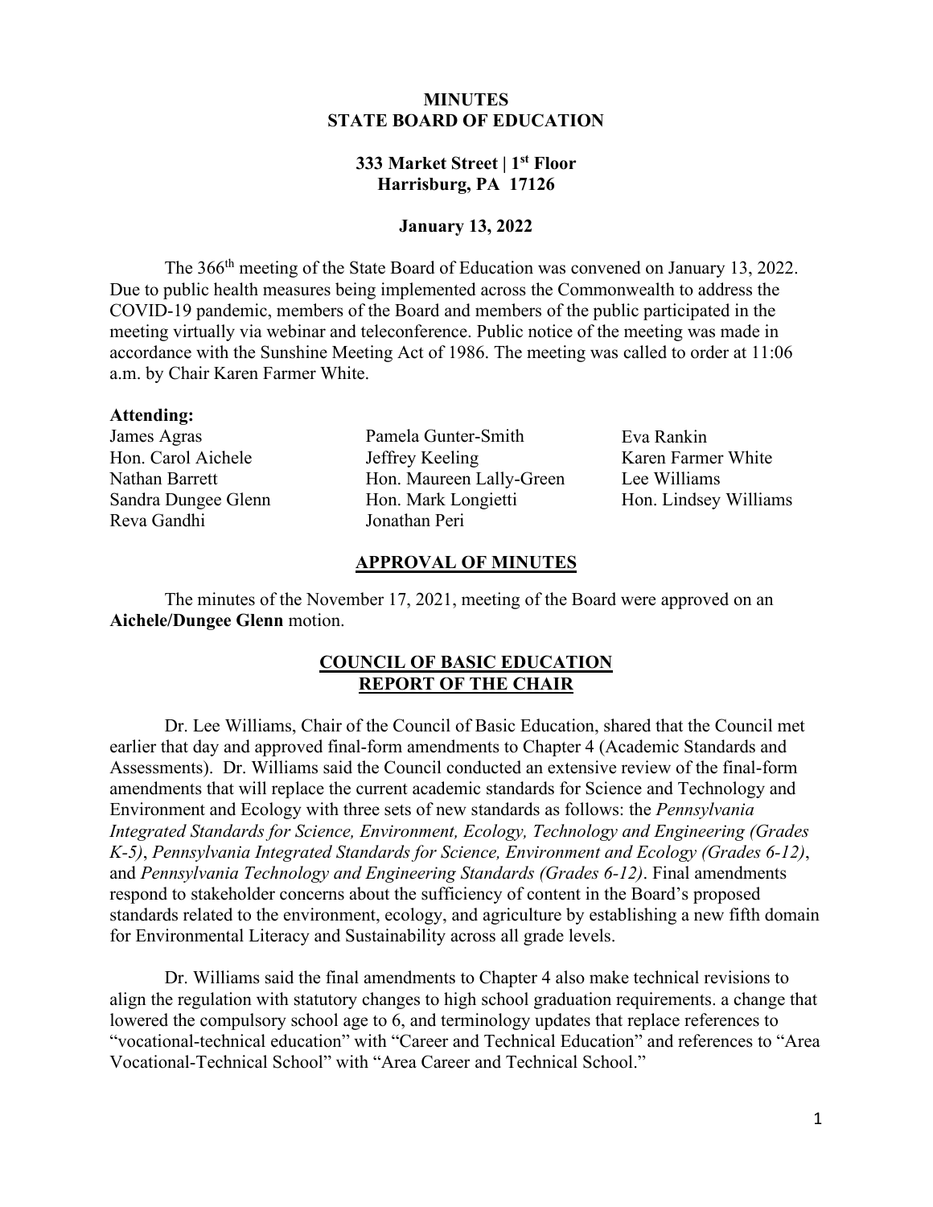# MINUTES
# STATE BOARD OF EDUCATION

## 333 Market Street | 1st Floor
## Harrisburg, PA 17126

### January 13, 2022

The 366th meeting of the State Board of Education was convened on January 13, 2022. Due to public health measures being implemented across the Commonwealth to address the COVID-19 pandemic, members of the Board and members of the public participated in the meeting virtually via webinar and teleconference. Public notice of the meeting was made in accordance with the Sunshine Meeting Act of 1986. The meeting was called to order at 11:06 a.m. by Chair Karen Farmer White.

**Attending:**

James Agras
Hon. Carol Aichele
Nathan Barrett
Sandra Dungee Glenn
Reva Gandhi
Pamela Gunter-Smith
Jeffrey Keeling
Hon. Maureen Lally-Green
Hon. Mark Longietti
Jonathan Peri
Eva Rankin
Karen Farmer White
Lee Williams
Hon. Lindsey Williams

## APPROVAL OF MINUTES

The minutes of the November 17, 2021, meeting of the Board were approved on an **Aichele/Dungee Glenn** motion.

## COUNCIL OF BASIC EDUCATION REPORT OF THE CHAIR

Dr. Lee Williams, Chair of the Council of Basic Education, shared that the Council met earlier that day and approved final-form amendments to Chapter 4 (Academic Standards and Assessments). Dr. Williams said the Council conducted an extensive review of the final-form amendments that will replace the current academic standards for Science and Technology and Environment and Ecology with three sets of new standards as follows: the *Pennsylvania Integrated Standards for Science, Environment, Ecology, Technology and Engineering (Grades K-5)*, *Pennsylvania Integrated Standards for Science, Environment and Ecology (Grades 6-12)*, and *Pennsylvania Technology and Engineering Standards (Grades 6-12)*. Final amendments respond to stakeholder concerns about the sufficiency of content in the Board's proposed standards related to the environment, ecology, and agriculture by establishing a new fifth domain for Environmental Literacy and Sustainability across all grade levels.

Dr. Williams said the final amendments to Chapter 4 also make technical revisions to align the regulation with statutory changes to high school graduation requirements. a change that lowered the compulsory school age to 6, and terminology updates that replace references to "vocational-technical education" with "Career and Technical Education" and references to "Area Vocational-Technical School" with "Area Career and Technical School."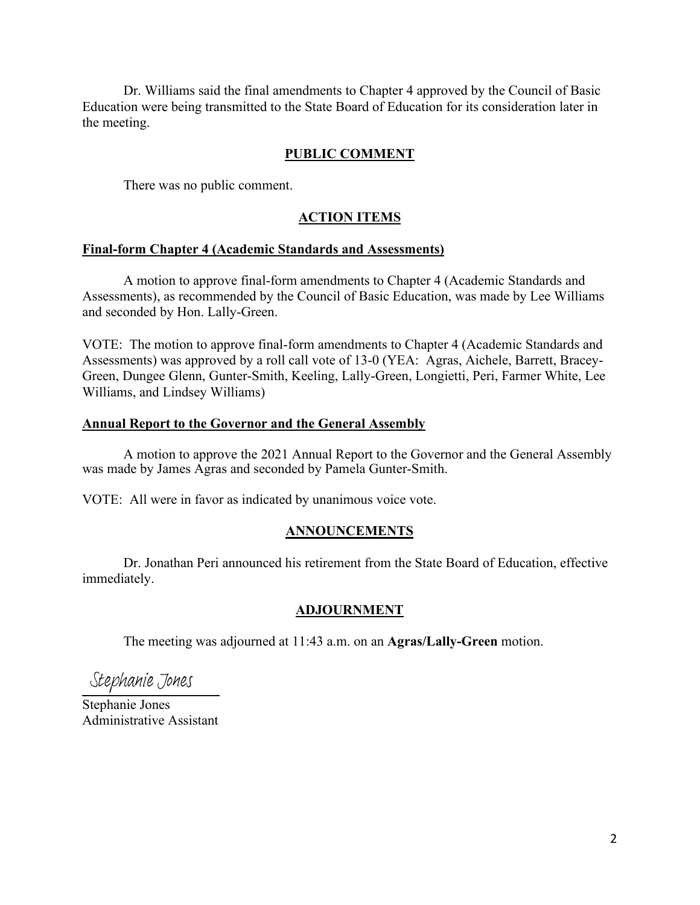Dr. Williams said the final amendments to Chapter 4 approved by the Council of Basic Education were being transmitted to the State Board of Education for its consideration later in the meeting.

## PUBLIC COMMENT

There was no public comment.

## ACTION ITEMS

### Final-form Chapter 4 (Academic Standards and Assessments)

A motion to approve final-form amendments to Chapter 4 (Academic Standards and Assessments), as recommended by the Council of Basic Education, was made by Lee Williams and seconded by Hon. Lally-Green.

VOTE: The motion to approve final-form amendments to Chapter 4 (Academic Standards and Assessments) was approved by a roll call vote of 13-0 (YEA: Agras, Aichele, Barrett, Bracey-Green, Dungee Glenn, Gunter-Smith, Keeling, Lally-Green, Longietti, Peri, Farmer White, Lee Williams, and Lindsey Williams)

### Annual Report to the Governor and the General Assembly

A motion to approve the 2021 Annual Report to the Governor and the General Assembly was made by James Agras and seconded by Pamela Gunter-Smith.

VOTE: All were in favor as indicated by unanimous voice vote.

## ANNOUNCEMENTS

Dr. Jonathan Peri announced his retirement from the State Board of Education, effective immediately.

## ADJOURNMENT

The meeting was adjourned at 11:43 a.m. on an **Agras/Lally-Green** motion.

Stephanie Jones

Stephanie Jones
Administrative Assistant